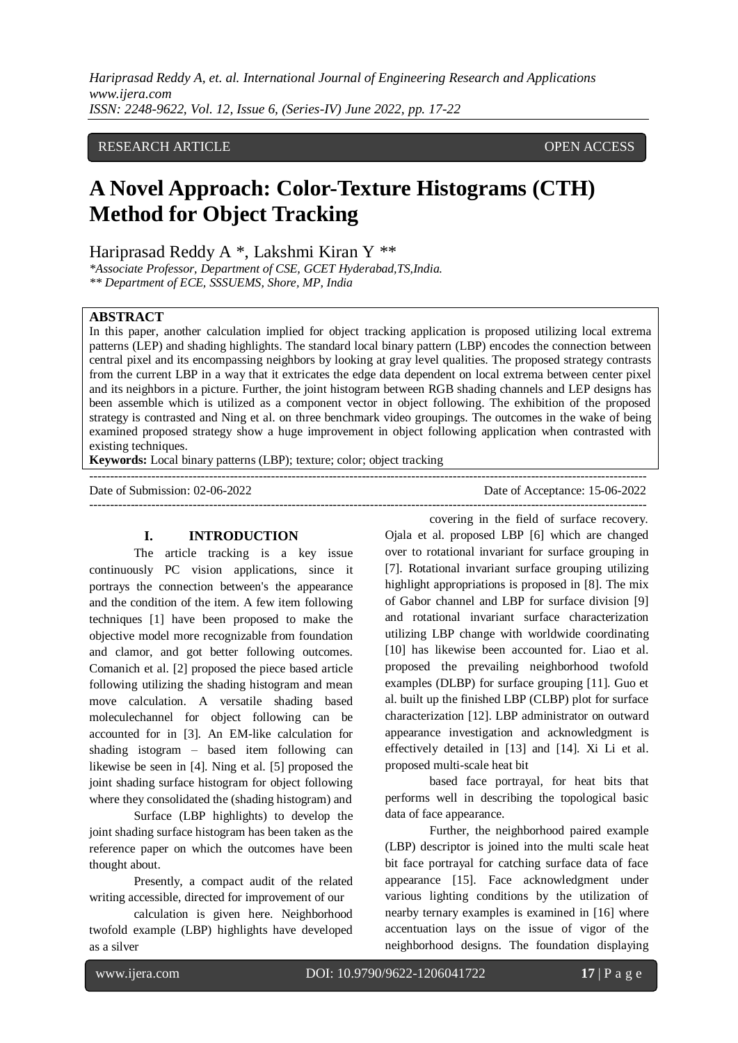RESEARCH ARTICLE OPEN ACCESS

# A Novel Approach: Color-Texture Histograms (CTH) Method for Object Tracking

Hariprasad Reddy A *, Lakshmi Kiran Y **

*\*Associate Professor, Department of CSE, GCET Hyderabad,TS,India.*
*\*\* Department of ECE, SSSUEMS, Shore, MP, India*

**ABSTRACT**

In this paper, another calculation implied for object tracking application is proposed utilizing local extrema patterns (LEP) and shading highlights. The standard local binary pattern (LBP) encodes the connection between central pixel and its encompassing neighbors by looking at gray level qualities. The proposed strategy contrasts from the current LBP in a way that it extricates the edge data dependent on local extrema between center pixel and its neighbors in a picture. Further, the joint histogram between RGB shading channels and LEP designs has been assemble which is utilized as a component vector in object following. The exhibition of the proposed strategy is contrasted and Ning et al. on three benchmark video groupings. The outcomes in the wake of being examined proposed strategy show a huge improvement in object following application when contrasted with existing techniques.

**Keywords:** Local binary patterns (LBP); texture; color; object tracking

---

Date of Submission: 02-06-2022 Date of Acceptance: 15-06-2022

---

## I. INTRODUCTION

The article tracking is a key issue continuously PC vision applications, since it portrays the connection between's the appearance and the condition of the item. A few item following techniques [1] have been proposed to make the objective model more recognizable from foundation and clamor, and got better following outcomes. Comanich et al. [2] proposed the piece based article following utilizing the shading histogram and mean move calculation. A versatile shading based moleculechannel for object following can be accounted for in [3]. An EM-like calculation for shading istogram – based item following can likewise be seen in [4]. Ning et al. [5] proposed the joint shading surface histogram for object following where they consolidated the (shading histogram) and

Surface (LBP highlights) to develop the joint shading surface histogram has been taken as the reference paper on which the outcomes have been thought about.

Presently, a compact audit of the related writing accessible, directed for improvement of our

calculation is given here. Neighborhood twofold example (LBP) highlights have developed as a silver

covering in the field of surface recovery. Ojala et al. proposed LBP [6] which are changed over to rotational invariant for surface grouping in [7]. Rotational invariant surface grouping utilizing highlight appropriations is proposed in [8]. The mix of Gabor channel and LBP for surface division [9] and rotational invariant surface characterization utilizing LBP change with worldwide coordinating [10] has likewise been accounted for. Liao et al. proposed the prevailing neighborhood twofold examples (DLBP) for surface grouping [11]. Guo et al. built up the finished LBP (CLBP) plot for surface characterization [12]. LBP administrator on outward appearance investigation and acknowledgment is effectively detailed in [13] and [14]. Xi Li et al. proposed multi-scale heat bit

based face portrayal, for heat bits that performs well in describing the topological basic data of face appearance.

Further, the neighborhood paired example (LBP) descriptor is joined into the multi scale heat bit face portrayal for catching surface data of face appearance [15]. Face acknowledgment under various lighting conditions by the utilization of nearby ternary examples is examined in [16] where accentuation lays on the issue of vigor of the neighborhood designs. The foundation displaying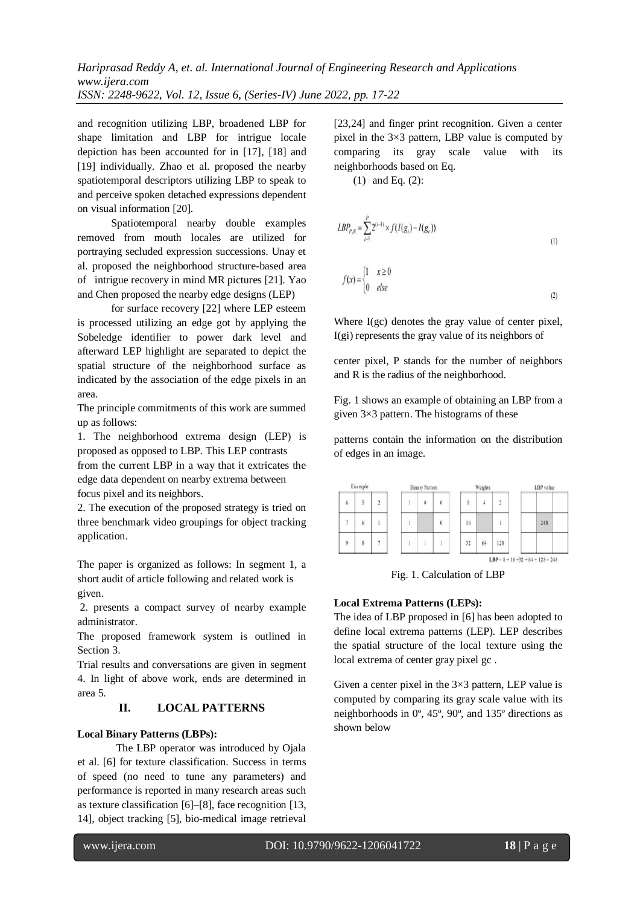and recognition utilizing LBP, broadened LBP for shape limitation and LBP for intrigue locale depiction has been accounted for in [17], [18] and [19] individually. Zhao et al. proposed the nearby spatiotemporal descriptors utilizing LBP to speak to and perceive spoken detached expressions dependent on visual information [20].

Spatiotemporal nearby double examples removed from mouth locales are utilized for portraying secluded expression successions. Unay et al. proposed the neighborhood structure-based area of intrigue recovery in mind MR pictures [21]. Yao and Chen proposed the nearby edge designs (LEP)

for surface recovery [22] where LEP esteem is processed utilizing an edge got by applying the Sobeledge identifier to power dark level and afterward LEP highlight are separated to depict the spatial structure of the neighborhood surface as indicated by the association of the edge pixels in an area.

The principle commitments of this work are summed up as follows:

1. The neighborhood extrema design (LEP) is proposed as opposed to LBP. This LEP contrasts from the current LBP in a way that it extricates the edge data dependent on nearby extrema between focus pixel and its neighbors.
2. The execution of the proposed strategy is tried on three benchmark video groupings for object tracking application.

The paper is organized as follows: In segment 1, a short audit of article following and related work is given.

2. presents a compact survey of nearby example administrator.

The proposed framework system is outlined in Section 3.

Trial results and conversations are given in segment 4. In light of above work, ends are determined in area 5.

## II. LOCAL PATTERNS

**Local Binary Patterns (LBPs):**

The LBP operator was introduced by Ojala et al. [6] for texture classification. Success in terms of speed (no need to tune any parameters) and performance is reported in many research areas such as texture classification [6]–[8], face recognition [13, 14], object tracking [5], bio-medical image retrieval [23,24] and finger print recognition. Given a center pixel in the 3×3 pattern, LBP value is computed by comparing its gray scale value with its neighborhoods based on Eq. (1) and Eq. (2):

$$LBP_{P,R} = \sum_{i=1}^{P} 2^{(i-1)} \times f(I(g_i) - I(g_c)) \qquad (1)$$

$$f(x) = \begin{cases} 1 & x \geq 0 \\ 0 & else \end{cases} \qquad (2)$$

Where $I(g_c)$ denotes the gray value of center pixel, $I(g_i)$ represents the gray value of its neighbors of center pixel, P stands for the number of neighbors and R is the radius of the neighborhood.

Fig. 1 shows an example of obtaining an LBP from a given 3×3 pattern. The histograms of these patterns contain the information on the distribution of edges in an image.

| Example | | | | Binary Pattern | | | | Weights | | | | LBP value | | |
|---|---|---|---|---|---|---|---|---|---|---|---|---|---|---|
| 6 | 5 | 2 | | 1 | 0 | 0 | | 8 | 4 | 2 | | | | |
| 7 | 6 | 1 | | 1 | | 0 | | 16 | | 1 | | | 248 | |
| 9 | 8 | 7 | | 1 | 1 | 1 | | 32 | 64 | 128 | | | | |

**LBP** = 8 + 16 + 32 + 64 + 128 = 248

Fig. 1. Calculation of LBP

**Local Extrema Patterns (LEPs):**

The idea of LBP proposed in [6] has been adopted to define local extrema patterns (LEP). LEP describes the spatial structure of the local texture using the local extrema of center gray pixel gc .

Given a center pixel in the 3×3 pattern, LEP value is computed by comparing its gray scale value with its neighborhoods in 0º, 45º, 90º, and 135º directions as shown below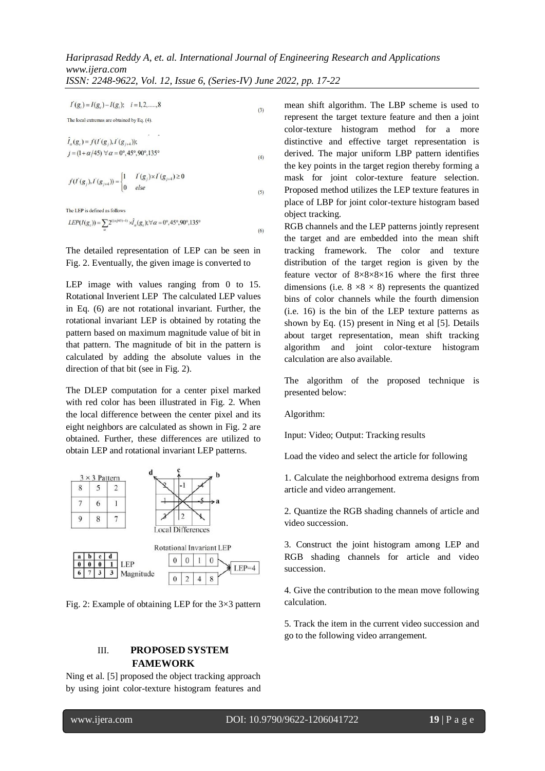$$I'(g_i) = I(g_c) - I(g_i); \quad i = 1, 2, \ldots, 8 \tag{3}$$

The local extremas are obtained by Eq. (4).

$$\hat{I}_\alpha(g_c) = f(I'(g_j), I'(g_{j+4})); \\ j = (1 + \alpha/45) \; \forall \alpha = 0°, 45°, 90°, 135° \tag{4}$$

$$f(I'(g_j), I'(g_{j+4})) = \begin{cases} 1 & I'(g_j) \times I'(g_{j+4}) \geq 0 \\ 0 & else \end{cases} \tag{5}$$

The LEP is defined as follows

$$LEP(I(g_c)) = \sum_\alpha 2^{((\alpha/45)-1)} \times \hat{I}_\alpha(g_c); \forall \alpha = 0°, 45°, 90°, 135° \tag{6}$$

The detailed representation of LEP can be seen in Fig. 2. Eventually, the given image is converted to

LEP image with values ranging from 0 to 15. Rotational Inverient LEP The calculated LEP values in Eq. (6) are not rotational invariant. Further, the rotational invariant LEP is obtained by rotating the pattern based on maximum magnitude value of bit in that pattern. The magnitude of bit in the pattern is calculated by adding the absolute values in the direction of that bit (see in Fig. 2).

The DLEP computation for a center pixel marked with red color has been illustrated in Fig. 2. When the local difference between the center pixel and its eight neighbors are calculated as shown in Fig. 2 are obtained. Further, these differences are utilized to obtain LEP and rotational invariant LEP patterns.

3 × 3 Pattern

| 8 | 5 | 2 |
|---|---|---|
| 7 | 6 | 1 |
| 9 | 8 | 7 |

Local Differences

| a | b | c | d | |
|---|---|---|---|---|
| 0 | 0 | 0 | 1 | LEP |
| 6 | 7 | 3 | 3 | Magnitude |

Rotational Invariant LEP

| 0 | 0 | 1 | 0 |
|---|---|---|---|
| 0 | 2 | 4 | 8 |

LEP=4

Fig. 2: Example of obtaining LEP for the 3×3 pattern

## III. PROPOSED SYSTEM FAMEWORK

Ning et al. [5] proposed the object tracking approach by using joint color-texture histogram features and mean shift algorithm. The LBP scheme is used to represent the target texture feature and then a joint color-texture histogram method for a more distinctive and effective target representation is derived. The major uniform LBP pattern identifies the key points in the target region thereby forming a mask for joint color-texture feature selection. Proposed method utilizes the LEP texture features in place of LBP for joint color-texture histogram based object tracking.

RGB channels and the LEP patterns jointly represent the target and are embedded into the mean shift tracking framework. The color and texture distribution of the target region is given by the feature vector of 8×8×8×16 where the first three dimensions (i.e. 8 ×8 × 8) represents the quantized bins of color channels while the fourth dimension (i.e. 16) is the bin of the LEP texture patterns as shown by Eq. (15) present in Ning et al [5]. Details about target representation, mean shift tracking algorithm and joint color-texture histogram calculation are also available.

The algorithm of the proposed technique is presented below:

Algorithm:

Input: Video; Output: Tracking results

Load the video and select the article for following

1. Calculate the neighborhood extrema designs from article and video arrangement.

2. Quantize the RGB shading channels of article and video succession.

3. Construct the joint histogram among LEP and RGB shading channels for article and video succession.

4. Give the contribution to the mean move following calculation.

5. Track the item in the current video succession and go to the following video arrangement.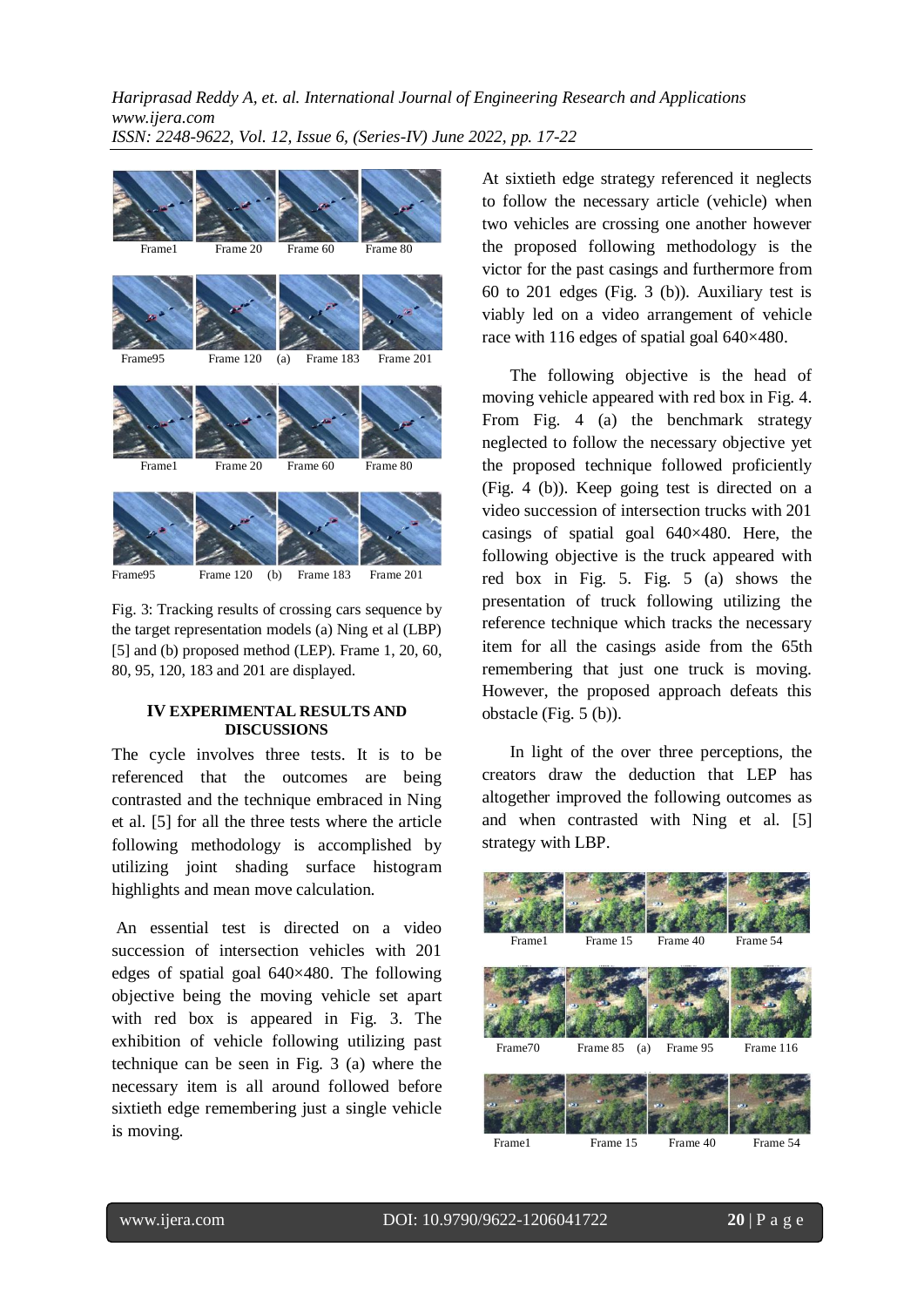Frame1 Frame 20 Frame 60 Frame 80

Frame95 Frame 120 (a) Frame 183 Frame 201

Frame1 Frame 20 Frame 60 Frame 80

Frame95 Frame 120 (b) Frame 183 Frame 201

Fig. 3: Tracking results of crossing cars sequence by the target representation models (a) Ning et al (LBP) [5] and (b) proposed method (LEP). Frame 1, 20, 60, 80, 95, 120, 183 and 201 are displayed.

## IV EXPERIMENTAL RESULTS AND DISCUSSIONS

The cycle involves three tests. It is to be referenced that the outcomes are being contrasted and the technique embraced in Ning et al. [5] for all the three tests where the article following methodology is accomplished by utilizing joint shading surface histogram highlights and mean move calculation.

An essential test is directed on a video succession of intersection vehicles with 201 edges of spatial goal 640×480. The following objective being the moving vehicle set apart with red box is appeared in Fig. 3. The exhibition of vehicle following utilizing past technique can be seen in Fig. 3 (a) where the necessary item is all around followed before sixtieth edge remembering just a single vehicle is moving.

At sixtieth edge strategy referenced it neglects to follow the necessary article (vehicle) when two vehicles are crossing one another however the proposed following methodology is the victor for the past casings and furthermore from 60 to 201 edges (Fig. 3 (b)). Auxiliary test is viably led on a video arrangement of vehicle race with 116 edges of spatial goal 640×480.

The following objective is the head of moving vehicle appeared with red box in Fig. 4. From Fig. 4 (a) the benchmark strategy neglected to follow the necessary objective yet the proposed technique followed proficiently (Fig. 4 (b)). Keep going test is directed on a video succession of intersection trucks with 201 casings of spatial goal 640×480. Here, the following objective is the truck appeared with red box in Fig. 5. Fig. 5 (a) shows the presentation of truck following utilizing the reference technique which tracks the necessary item for all the casings aside from the 65th remembering that just one truck is moving. However, the proposed approach defeats this obstacle (Fig. 5 (b)).

In light of the over three perceptions, the creators draw the deduction that LEP has altogether improved the following outcomes as and when contrasted with Ning et al. [5] strategy with LBP.

Frame1 Frame 15 Frame 40 Frame 54

Frame70 Frame 85 (a) Frame 95 Frame 116

Frame1 Frame 15 Frame 40 Frame 54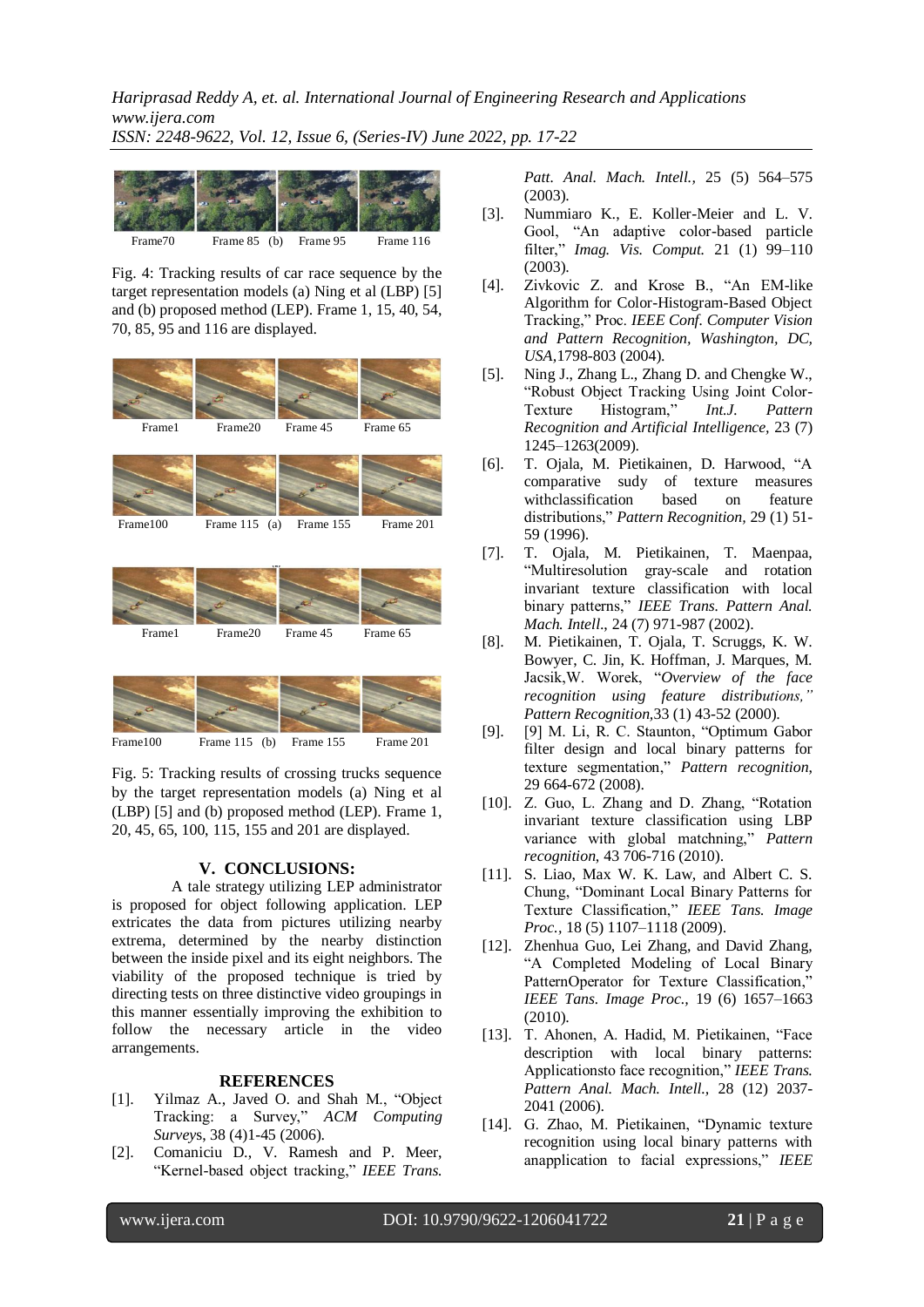Frame70 Frame 85 (b) Frame 95 Frame 116

Fig. 4: Tracking results of car race sequence by the target representation models (a) Ning et al (LBP) [5] and (b) proposed method (LEP). Frame 1, 15, 40, 54, 70, 85, 95 and 116 are displayed.

Frame1 Frame20 Frame 45 Frame 65

Frame100 Frame 115 (a) Frame 155 Frame 201

Frame1 Frame20 Frame 45 Frame 65

Frame100 Frame 115 (b) Frame 155 Frame 201

Fig. 5: Tracking results of crossing trucks sequence by the target representation models (a) Ning et al (LBP) [5] and (b) proposed method (LEP). Frame 1, 20, 45, 65, 100, 115, 155 and 201 are displayed.

## V. CONCLUSIONS:

A tale strategy utilizing LEP administrator is proposed for object following application. LEP extricates the data from pictures utilizing nearby extrema, determined by the nearby distinction between the inside pixel and its eight neighbors. The viability of the proposed technique is tried by directing tests on three distinctive video groupings in this manner essentially improving the exhibition to follow the necessary article in the video arrangements.

## REFERENCES

[1]. Yilmaz A., Javed O. and Shah M., "Object Tracking: a Survey," *ACM Computing Surveys*, 38 (4)1-45 (2006).

[2]. Comaniciu D., V. Ramesh and P. Meer, "Kernel-based object tracking," *IEEE Trans. Patt. Anal. Mach. Intell.*, 25 (5) 564–575 (2003).

[3]. Nummiaro K., E. Koller-Meier and L. V. Gool, "An adaptive color-based particle filter," *Imag. Vis. Comput.* 21 (1) 99–110 (2003).

[4]. Zivkovic Z. and Krose B., "An EM-like Algorithm for Color-Histogram-Based Object Tracking," Proc. *IEEE Conf. Computer Vision and Pattern Recognition, Washington, DC, USA*,1798-803 (2004).

[5]. Ning J., Zhang L., Zhang D. and Chengke W., "Robust Object Tracking Using Joint Color-Texture Histogram," *Int.J. Pattern Recognition and Artificial Intelligence*, 23 (7) 1245–1263(2009).

[6]. T. Ojala, M. Pietikainen, D. Harwood, "A comparative sudy of texture measures withclassification based on feature distributions," *Pattern Recognition*, 29 (1) 51-59 (1996).

[7]. T. Ojala, M. Pietikainen, T. Maenpaa, "Multiresolution gray-scale and rotation invariant texture classification with local binary patterns," *IEEE Trans. Pattern Anal. Mach. Intell.*, 24 (7) 971-987 (2002).

[8]. M. Pietikainen, T. Ojala, T. Scruggs, K. W. Bowyer, C. Jin, K. Hoffman, J. Marques, M. Jacsik,W. Worek, "*Overview of the face recognition using feature distributions,*" *Pattern Recognition*,33 (1) 43-52 (2000).

[9]. [9] M. Li, R. C. Staunton, "Optimum Gabor filter design and local binary patterns for texture segmentation," *Pattern recognition*, 29 664-672 (2008).

[10]. Z. Guo, L. Zhang and D. Zhang, "Rotation invariant texture classification using LBP variance with global matchning," *Pattern recognition*, 43 706-716 (2010).

[11]. S. Liao, Max W. K. Law, and Albert C. S. Chung, "Dominant Local Binary Patterns for Texture Classification," *IEEE Tans. Image Proc.*, 18 (5) 1107–1118 (2009).

[12]. Zhenhua Guo, Lei Zhang, and David Zhang, "A Completed Modeling of Local Binary PatternOperator for Texture Classification," *IEEE Tans. Image Proc.,* 19 (6) 1657–1663 (2010).

[13]. T. Ahonen, A. Hadid, M. Pietikainen, "Face description with local binary patterns: Applicationsto face recognition," *IEEE Trans. Pattern Anal. Mach. Intell.*, 28 (12) 2037-2041 (2006).

[14]. G. Zhao, M. Pietikainen, "Dynamic texture recognition using local binary patterns with anapplication to facial expressions," *IEEE*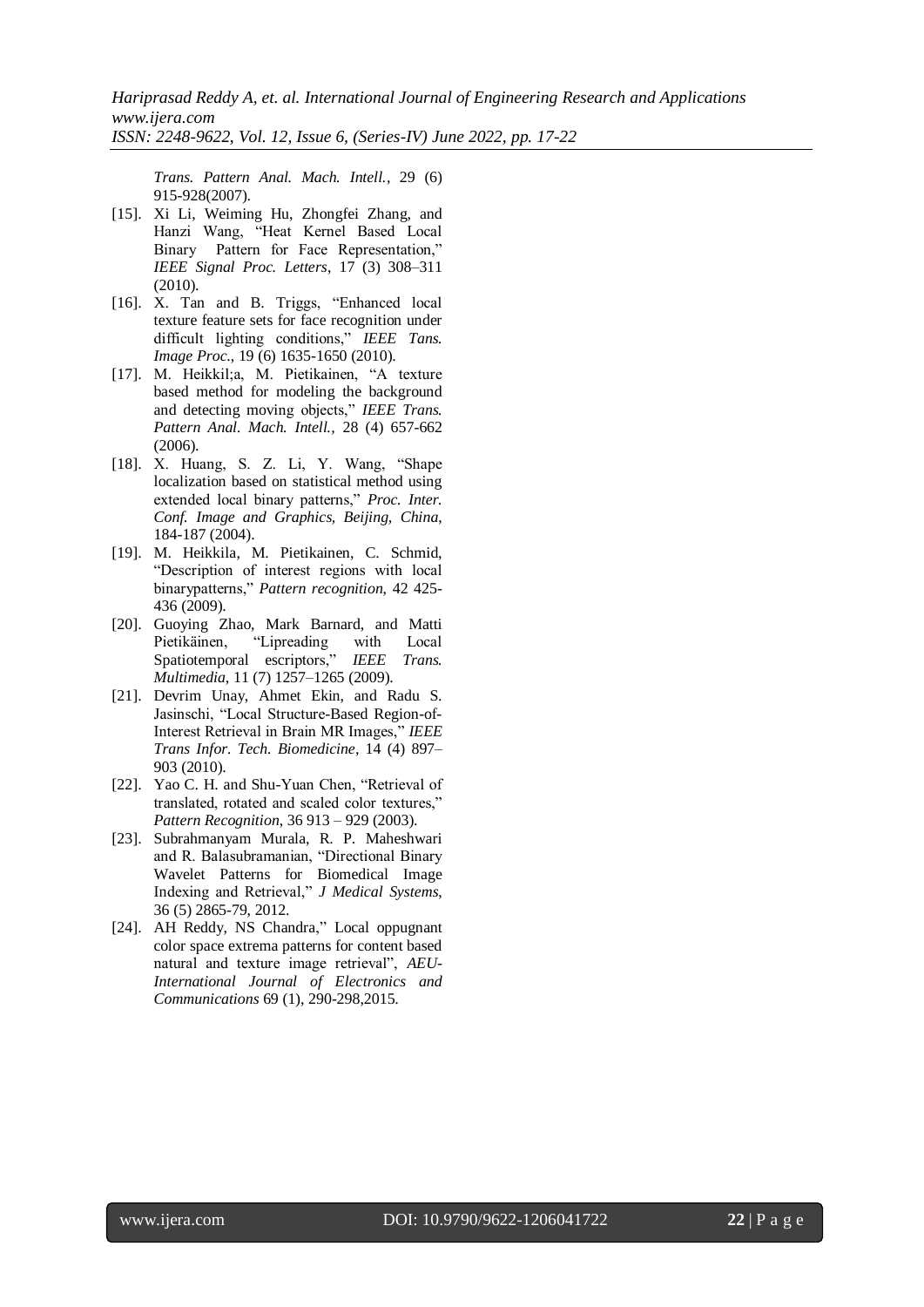*Trans. Pattern Anal. Mach. Intell.*, 29 (6) 915-928(2007).

[15]. Xi Li, Weiming Hu, Zhongfei Zhang, and Hanzi Wang, "Heat Kernel Based Local Binary Pattern for Face Representation," *IEEE Signal Proc. Letters*, 17 (3) 308–311 (2010).

[16]. X. Tan and B. Triggs, "Enhanced local texture feature sets for face recognition under difficult lighting conditions," *IEEE Tans. Image Proc.*, 19 (6) 1635-1650 (2010).

[17]. M. Heikkil;a, M. Pietikainen, "A texture based method for modeling the background and detecting moving objects," *IEEE Trans. Pattern Anal. Mach. Intell.*, 28 (4) 657-662 (2006).

[18]. X. Huang, S. Z. Li, Y. Wang, "Shape localization based on statistical method using extended local binary patterns," *Proc. Inter. Conf. Image and Graphics, Beijing, China*, 184-187 (2004).

[19]. M. Heikkila, M. Pietikainen, C. Schmid, "Description of interest regions with local binarypatterns," *Pattern recognition*, 42 425-436 (2009).

[20]. Guoying Zhao, Mark Barnard, and Matti Pietikäinen, "Lipreading with Local Spatiotemporal escriptors," *IEEE Trans. Multimedia*, 11 (7) 1257–1265 (2009).

[21]. Devrim Unay, Ahmet Ekin, and Radu S. Jasinschi, "Local Structure-Based Region-of-Interest Retrieval in Brain MR Images," *IEEE Trans Infor. Tech. Biomedicine*, 14 (4) 897–903 (2010).

[22]. Yao C. H. and Shu-Yuan Chen, "Retrieval of translated, rotated and scaled color textures," *Pattern Recognition*, 36 913 – 929 (2003).

[23]. Subrahmanyam Murala, R. P. Maheshwari and R. Balasubramanian, "Directional Binary Wavelet Patterns for Biomedical Image Indexing and Retrieval," *J Medical Systems*, 36 (5) 2865-79, 2012.

[24]. AH Reddy, NS Chandra," Local oppugnant color space extrema patterns for content based natural and texture image retrieval", *AEU-International Journal of Electronics and Communications* 69 (1), 290-298,2015.